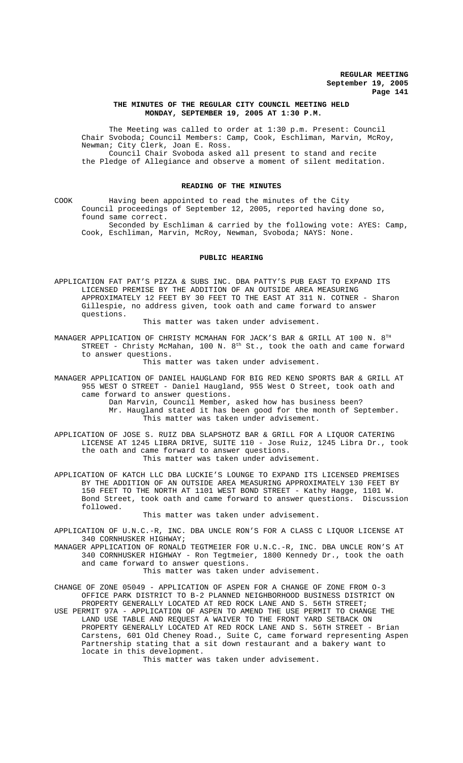**THE MINUTES OF THE REGULAR CITY COUNCIL MEETING HELD MONDAY, SEPTEMBER 19, 2005 AT 1:30 P.M.**

The Meeting was called to order at 1:30 p.m. Present: Council Chair Svoboda; Council Members: Camp, Cook, Eschliman, Marvin, McRoy, Newman; City Clerk, Joan E. Ross.

Council Chair Svoboda asked all present to stand and recite the Pledge of Allegiance and observe a moment of silent meditation.

**READING OF THE MINUTES**

COOK Having been appointed to read the minutes of the City Council proceedings of September 12, 2005, reported having done so, found same correct.

Seconded by Eschliman & carried by the following vote: AYES: Camp, Cook, Eschliman, Marvin, McRoy, Newman, Svoboda; NAYS: None.

**PUBLIC HEARING**

APPLICATION FAT PAT'S PIZZA & SUBS INC. DBA PATTY'S PUB EAST TO EXPAND ITS LICENSED PREMISE BY THE ADDITION OF AN OUTSIDE AREA MEASURING APPROXIMATELY 12 FEET BY 30 FEET TO THE EAST AT 311 N. COTNER - Sharon Gillespie, no address given, took oath and came forward to answer questions.

This matter was taken under advisement.

MANAGER APPLICATION OF CHRISTY MCMAHAN FOR JACK'S BAR & GRILL AT 100 N. 8TH STREET - Christy McMahan, 100 N. 8th St., took the oath and came forward to answer questions.

This matter was taken under advisement.

MANAGER APPLICATION OF DANIEL HAUGLAND FOR BIG RED KENO SPORTS BAR & GRILL AT 955 WEST O STREET - Daniel Haugland, 955 West O Street, took oath and came forward to answer questions.

Dan Marvin, Council Member, asked how has business been?

Mr. Haugland stated it has been good for the month of September.

This matter was taken under advisement.

APPLICATION OF JOSE S. RUIZ DBA SLAPSHOTZ BAR & GRILL FOR A LIQUOR CATERING LICENSE AT 1245 LIBRA DRIVE, SUITE 110 - Jose Ruiz, 1245 Libra Dr., took the oath and came forward to answer questions.

This matter was taken under advisement.

APPLICATION OF KATCH LLC DBA LUCKIE'S LOUNGE TO EXPAND ITS LICENSED PREMISES BY THE ADDITION OF AN OUTSIDE AREA MEASURING APPROXIMATELY 130 FEET BY 150 FEET TO THE NORTH AT 1101 WEST BOND STREET - Kathy Hagge, 1101 W. Bond Street, took oath and came forward to answer questions. Discussion followed.

This matter was taken under advisement.

APPLICATION OF U.N.C.-R, INC. DBA UNCLE RON'S FOR A CLASS C LIQUOR LICENSE AT 340 CORNHUSKER HIGHWAY;

MANAGER APPLICATION OF RONALD TEGTMEIER FOR U.N.C.-R, INC. DBA UNCLE RON'S AT 340 CORNHUSKER HIGHWAY - Ron Tegtmeier, 1800 Kennedy Dr., took the oath and came forward to answer questions.

This matter was taken under advisement.

CHANGE OF ZONE 05049 - APPLICATION OF ASPEN FOR A CHANGE OF ZONE FROM O-3 OFFICE PARK DISTRICT TO B-2 PLANNED NEIGHBORHOOD BUSINESS DISTRICT ON PROPERTY GENERALLY LOCATED AT RED ROCK LANE AND S. 56TH STREET;

USE PERMIT 97A - APPLICATION OF ASPEN TO AMEND THE USE PERMIT TO CHANGE THE LAND USE TABLE AND REQUEST A WAIVER TO THE FRONT YARD SETBACK ON PROPERTY GENERALLY LOCATED AT RED ROCK LANE AND S. 56TH STREET - Brian Carstens, 601 Old Cheney Road., Suite C, came forward representing Aspen Partnership stating that a sit down restaurant and a bakery want to locate in this development.

This matter was taken under advisement.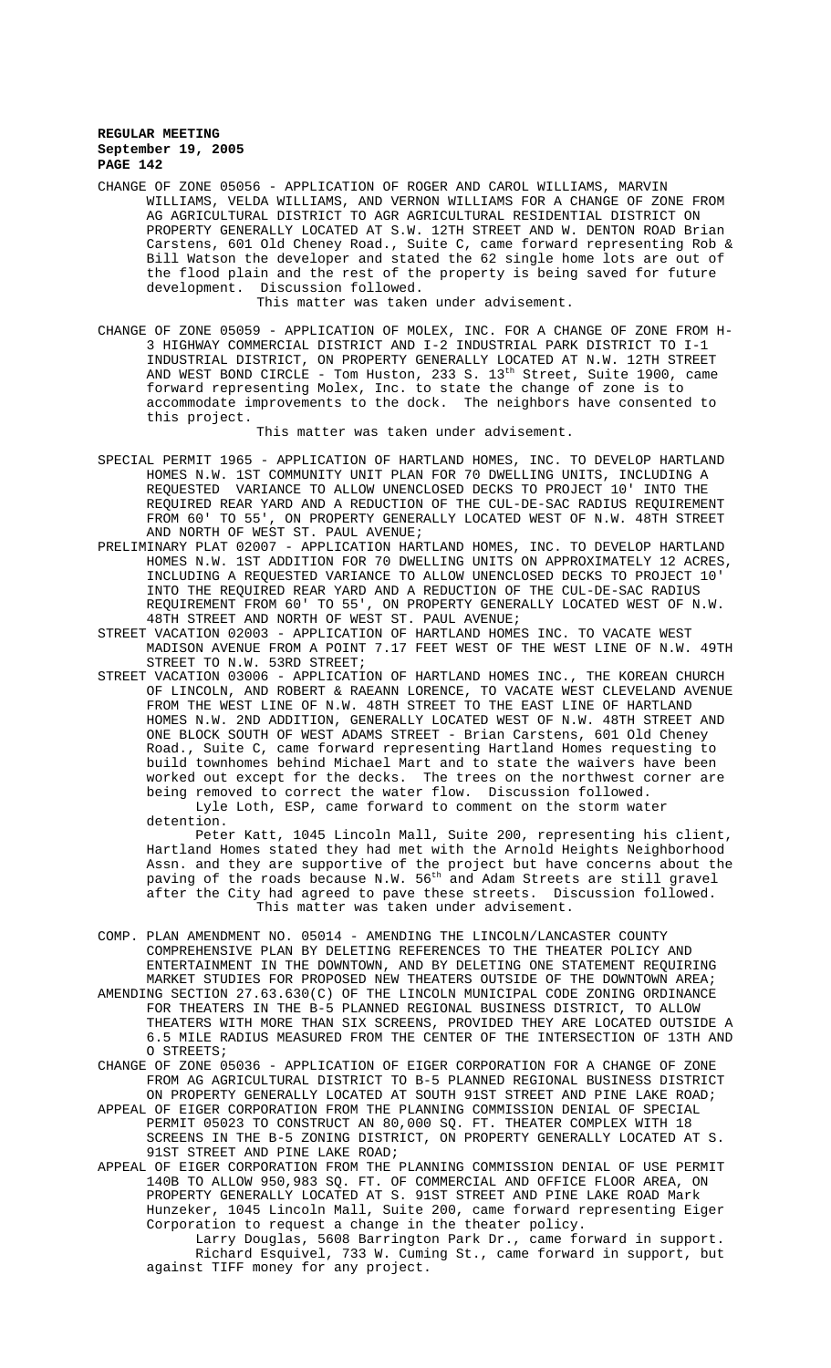CHANGE OF ZONE 05056 - APPLICATION OF ROGER AND CAROL WILLIAMS, MARVIN WILLIAMS, VELDA WILLIAMS, AND VERNON WILLIAMS FOR A CHANGE OF ZONE FROM AG AGRICULTURAL DISTRICT TO AGR AGRICULTURAL RESIDENTIAL DISTRICT ON PROPERTY GENERALLY LOCATED AT S.W. 12TH STREET AND W. DENTON ROAD Brian Carstens, 601 Old Cheney Road., Suite C, came forward representing Rob & Bill Watson the developer and stated the 62 single home lots are out of the flood plain and the rest of the property is being saved for future development. Discussion followed.

This matter was taken under advisement.

CHANGE OF ZONE 05059 - APPLICATION OF MOLEX, INC. FOR A CHANGE OF ZONE FROM H-3 HIGHWAY COMMERCIAL DISTRICT AND I-2 INDUSTRIAL PARK DISTRICT TO I-1 INDUSTRIAL DISTRICT, ON PROPERTY GENERALLY LOCATED AT N.W. 12TH STREET AND WEST BOND CIRCLE - Tom Huston, 233 S. 13th Street, Suite 1900, came forward representing Molex, Inc. to state the change of zone is to accommodate improvements to the dock. The neighbors have consented to this project.

This matter was taken under advisement.

SPECIAL PERMIT 1965 - APPLICATION OF HARTLAND HOMES, INC. TO DEVELOP HARTLAND HOMES N.W. 1ST COMMUNITY UNIT PLAN FOR 70 DWELLING UNITS, INCLUDING A REQUESTED VARIANCE TO ALLOW UNENCLOSED DECKS TO PROJECT 10' INTO THE REQUIRED REAR YARD AND A REDUCTION OF THE CUL-DE-SAC RADIUS REQUIREMENT FROM 60' TO 55', ON PROPERTY GENERALLY LOCATED WEST OF N.W. 48TH STREET AND NORTH OF WEST ST. PAUL AVENUE;

PRELIMINARY PLAT 02007 - APPLICATION HARTLAND HOMES, INC. TO DEVELOP HARTLAND HOMES N.W. 1ST ADDITION FOR 70 DWELLING UNITS ON APPROXIMATELY 12 ACRES, INCLUDING A REQUESTED VARIANCE TO ALLOW UNENCLOSED DECKS TO PROJECT 10' INTO THE REQUIRED REAR YARD AND A REDUCTION OF THE CUL-DE-SAC RADIUS REQUIREMENT FROM 60' TO 55', ON PROPERTY GENERALLY LOCATED WEST OF N.W. 48TH STREET AND NORTH OF WEST ST. PAUL AVENUE;

STREET VACATION 02003 - APPLICATION OF HARTLAND HOMES INC. TO VACATE WEST MADISON AVENUE FROM A POINT 7.17 FEET WEST OF THE WEST LINE OF N.W. 49TH STREET TO N.W. 53RD STREET;

STREET VACATION 03006 - APPLICATION OF HARTLAND HOMES INC., THE KOREAN CHURCH OF LINCOLN, AND ROBERT & RAEANN LORENCE, TO VACATE WEST CLEVELAND AVENUE FROM THE WEST LINE OF N.W. 48TH STREET TO THE EAST LINE OF HARTLAND HOMES N.W. 2ND ADDITION, GENERALLY LOCATED WEST OF N.W. 48TH STREET AND ONE BLOCK SOUTH OF WEST ADAMS STREET - Brian Carstens, 601 Old Cheney Road., Suite C, came forward representing Hartland Homes requesting to build townhomes behind Michael Mart and to state the waivers have been worked out except for the decks. The trees on the northwest corner are being removed to correct the water flow. Discussion followed.

Lyle Loth, ESP, came forward to comment on the storm water detention.

Peter Katt, 1045 Lincoln Mall, Suite 200, representing his client, Hartland Homes stated they had met with the Arnold Heights Neighborhood Assn. and they are supportive of the project but have concerns about the paving of the roads because N.W. 56th and Adam Streets are still gravel after the City had agreed to pave these streets. Discussion followed.

This matter was taken under advisement.

COMP. PLAN AMENDMENT NO. 05014 - AMENDING THE LINCOLN/LANCASTER COUNTY COMPREHENSIVE PLAN BY DELETING REFERENCES TO THE THEATER POLICY AND ENTERTAINMENT IN THE DOWNTOWN, AND BY DELETING ONE STATEMENT REQUIRING MARKET STUDIES FOR PROPOSED NEW THEATERS OUTSIDE OF THE DOWNTOWN AREA;

AMENDING SECTION 27.63.630(C) OF THE LINCOLN MUNICIPAL CODE ZONING ORDINANCE FOR THEATERS IN THE B-5 PLANNED REGIONAL BUSINESS DISTRICT, TO ALLOW THEATERS WITH MORE THAN SIX SCREENS, PROVIDED THEY ARE LOCATED OUTSIDE A 6.5 MILE RADIUS MEASURED FROM THE CENTER OF THE INTERSECTION OF 13TH AND O STREETS;

CHANGE OF ZONE 05036 - APPLICATION OF EIGER CORPORATION FOR A CHANGE OF ZONE FROM AG AGRICULTURAL DISTRICT TO B-5 PLANNED REGIONAL BUSINESS DISTRICT ON PROPERTY GENERALLY LOCATED AT SOUTH 91ST STREET AND PINE LAKE ROAD;

APPEAL OF EIGER CORPORATION FROM THE PLANNING COMMISSION DENIAL OF SPECIAL PERMIT 05023 TO CONSTRUCT AN 80,000 SQ. FT. THEATER COMPLEX WITH 18 SCREENS IN THE B-5 ZONING DISTRICT, ON PROPERTY GENERALLY LOCATED AT S. 91ST STREET AND PINE LAKE ROAD;

APPEAL OF EIGER CORPORATION FROM THE PLANNING COMMISSION DENIAL OF USE PERMIT 140B TO ALLOW 950,983 SQ. FT. OF COMMERCIAL AND OFFICE FLOOR AREA, ON PROPERTY GENERALLY LOCATED AT S. 91ST STREET AND PINE LAKE ROAD Mark Hunzeker, 1045 Lincoln Mall, Suite 200, came forward representing Eiger Corporation to request a change in the theater policy.

Larry Douglas, 5608 Barrington Park Dr., came forward in support.

Richard Esquivel, 733 W. Cuming St., came forward in support, but against TIFF money for any project.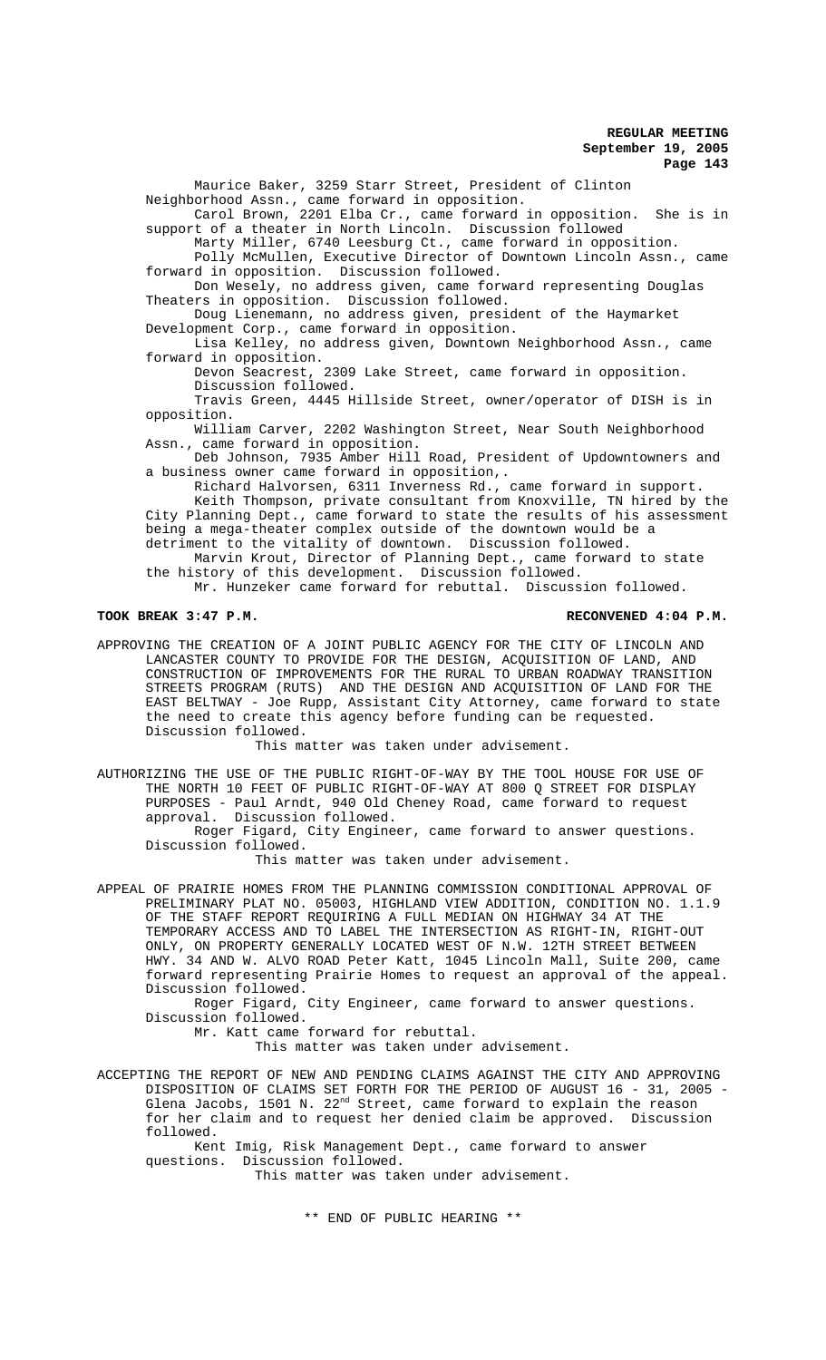Maurice Baker, 3259 Starr Street, President of Clinton Neighborhood Assn., came forward in opposition.

Carol Brown, 2201 Elba Cr., came forward in opposition. She is in support of a theater in North Lincoln. Discussion followed

Marty Miller, 6740 Leesburg Ct., came forward in opposition.

Polly McMullen, Executive Director of Downtown Lincoln Assn., came forward in opposition. Discussion followed.

Don Wesely, no address given, came forward representing Douglas Theaters in opposition. Discussion followed.

Doug Lienemann, no address given, president of the Haymarket Development Corp., came forward in opposition.

Lisa Kelley, no address given, Downtown Neighborhood Assn., came forward in opposition.

Devon Seacrest, 2309 Lake Street, came forward in opposition. Discussion followed.

Travis Green, 4445 Hillside Street, owner/operator of DISH is in opposition.

William Carver, 2202 Washington Street, Near South Neighborhood Assn., came forward in opposition.

Deb Johnson, 7935 Amber Hill Road, President of Updowntowners and a business owner came forward in opposition,.

Richard Halvorsen, 6311 Inverness Rd., came forward in support.

Keith Thompson, private consultant from Knoxville, TN hired by the City Planning Dept., came forward to state the results of his assessment being a mega-theater complex outside of the downtown would be a detriment to the vitality of downtown. Discussion followed.

Marvin Krout, Director of Planning Dept., came forward to state the history of this development. Discussion followed.

Mr. Hunzeker came forward for rebuttal. Discussion followed.

**TOOK BREAK 3:47 P.M.** **RECONVENED 4:04 P.M.**

APPROVING THE CREATION OF A JOINT PUBLIC AGENCY FOR THE CITY OF LINCOLN AND LANCASTER COUNTY TO PROVIDE FOR THE DESIGN, ACQUISITION OF LAND, AND CONSTRUCTION OF IMPROVEMENTS FOR THE RURAL TO URBAN ROADWAY TRANSITION STREETS PROGRAM (RUTS) AND THE DESIGN AND ACQUISITION OF LAND FOR THE EAST BELTWAY - Joe Rupp, Assistant City Attorney, came forward to state the need to create this agency before funding can be requested. Discussion followed.

This matter was taken under advisement.

AUTHORIZING THE USE OF THE PUBLIC RIGHT-OF-WAY BY THE TOOL HOUSE FOR USE OF THE NORTH 10 FEET OF PUBLIC RIGHT-OF-WAY AT 800 Q STREET FOR DISPLAY PURPOSES - Paul Arndt, 940 Old Cheney Road, came forward to request approval. Discussion followed.

Roger Figard, City Engineer, came forward to answer questions. Discussion followed.

This matter was taken under advisement.

APPEAL OF PRAIRIE HOMES FROM THE PLANNING COMMISSION CONDITIONAL APPROVAL OF PRELIMINARY PLAT NO. 05003, HIGHLAND VIEW ADDITION, CONDITION NO. 1.1.9 OF THE STAFF REPORT REQUIRING A FULL MEDIAN ON HIGHWAY 34 AT THE TEMPORARY ACCESS AND TO LABEL THE INTERSECTION AS RIGHT-IN, RIGHT-OUT ONLY, ON PROPERTY GENERALLY LOCATED WEST OF N.W. 12TH STREET BETWEEN HWY. 34 AND W. ALVO ROAD Peter Katt, 1045 Lincoln Mall, Suite 200, came forward representing Prairie Homes to request an approval of the appeal. Discussion followed.

Roger Figard, City Engineer, came forward to answer questions. Discussion followed.

Mr. Katt came forward for rebuttal.

This matter was taken under advisement.

ACCEPTING THE REPORT OF NEW AND PENDING CLAIMS AGAINST THE CITY AND APPROVING DISPOSITION OF CLAIMS SET FORTH FOR THE PERIOD OF AUGUST 16 - 31, 2005 - Glena Jacobs, 1501 N. 22nd Street, came forward to explain the reason for her claim and to request her denied claim be approved. Discussion followed.

Kent Imig, Risk Management Dept., came forward to answer questions. Discussion followed.

This matter was taken under advisement.

\*\* END OF PUBLIC HEARING \*\*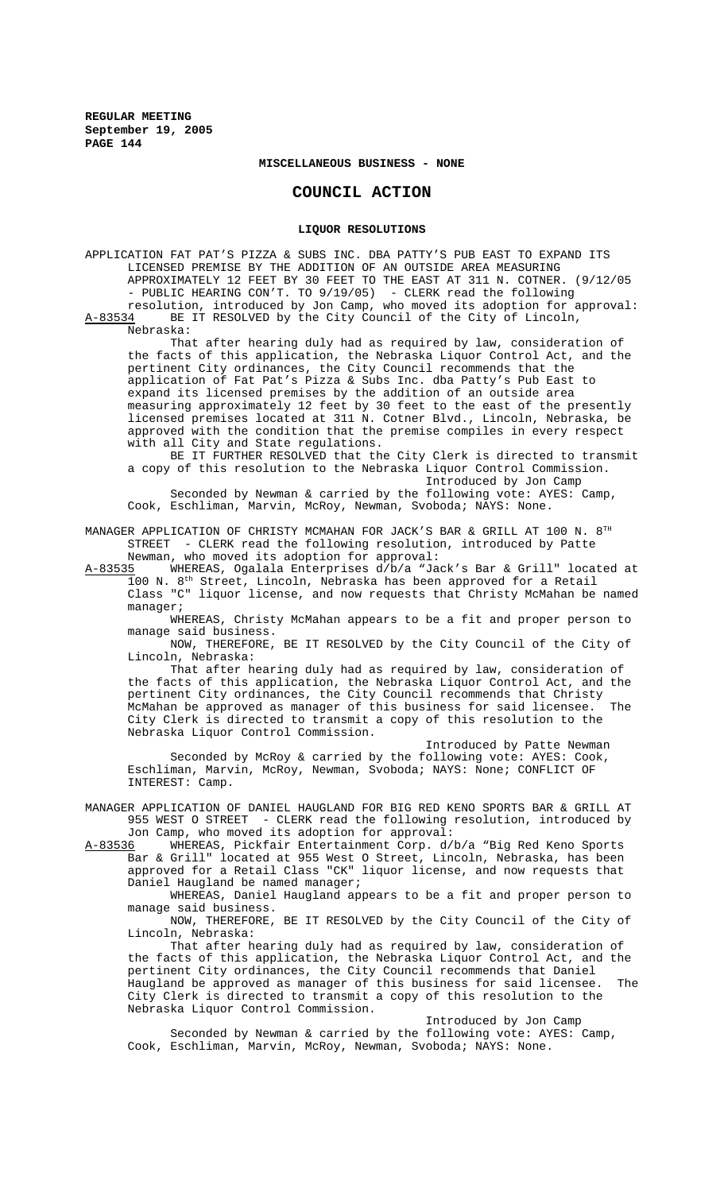**MISCELLANEOUS BUSINESS - NONE**

# COUNCIL ACTION

## LIQUOR RESOLUTIONS

APPLICATION FAT PAT'S PIZZA & SUBS INC. DBA PATTY'S PUB EAST TO EXPAND ITS LICENSED PREMISE BY THE ADDITION OF AN OUTSIDE AREA MEASURING APPROXIMATELY 12 FEET BY 30 FEET TO THE EAST AT 311 N. COTNER. (9/12/05 - PUBLIC HEARING CON'T. TO 9/19/05) - CLERK read the following resolution, introduced by Jon Camp, who moved its adoption for approval:

A-83534 BE IT RESOLVED by the City Council of the City of Lincoln, Nebraska:

That after hearing duly had as required by law, consideration of the facts of this application, the Nebraska Liquor Control Act, and the pertinent City ordinances, the City Council recommends that the application of Fat Pat's Pizza & Subs Inc. dba Patty's Pub East to expand its licensed premises by the addition of an outside area measuring approximately 12 feet by 30 feet to the east of the presently licensed premises located at 311 N. Cotner Blvd., Lincoln, Nebraska, be approved with the condition that the premise compiles in every respect with all City and State regulations.

BE IT FURTHER RESOLVED that the City Clerk is directed to transmit a copy of this resolution to the Nebraska Liquor Control Commission.

Introduced by Jon Camp

Seconded by Newman & carried by the following vote: AYES: Camp, Cook, Eschliman, Marvin, McRoy, Newman, Svoboda; NAYS: None.

MANAGER APPLICATION OF CHRISTY MCMAHAN FOR JACK'S BAR & GRILL AT 100 N. 8TH STREET - CLERK read the following resolution, introduced by Patte Newman, who moved its adoption for approval:

A-83535 WHEREAS, Ogalala Enterprises d/b/a "Jack's Bar & Grill" located at 100 N. 8th Street, Lincoln, Nebraska has been approved for a Retail Class "C" liquor license, and now requests that Christy McMahan be named manager;

WHEREAS, Christy McMahan appears to be a fit and proper person to manage said business.

NOW, THEREFORE, BE IT RESOLVED by the City Council of the City of Lincoln, Nebraska:

That after hearing duly had as required by law, consideration of the facts of this application, the Nebraska Liquor Control Act, and the pertinent City ordinances, the City Council recommends that Christy McMahan be approved as manager of this business for said licensee. The City Clerk is directed to transmit a copy of this resolution to the Nebraska Liquor Control Commission.

Introduced by Patte Newman

Seconded by McRoy & carried by the following vote: AYES: Cook, Eschliman, Marvin, McRoy, Newman, Svoboda; NAYS: None; CONFLICT OF INTEREST: Camp.

MANAGER APPLICATION OF DANIEL HAUGLAND FOR BIG RED KENO SPORTS BAR & GRILL AT 955 WEST O STREET - CLERK read the following resolution, introduced by Jon Camp, who moved its adoption for approval:

A-83536 WHEREAS, Pickfair Entertainment Corp. d/b/a "Big Red Keno Sports Bar & Grill" located at 955 West O Street, Lincoln, Nebraska, has been approved for a Retail Class "CK" liquor license, and now requests that Daniel Haugland be named manager;

WHEREAS, Daniel Haugland appears to be a fit and proper person to manage said business.

NOW, THEREFORE, BE IT RESOLVED by the City Council of the City of Lincoln, Nebraska:

That after hearing duly had as required by law, consideration of the facts of this application, the Nebraska Liquor Control Act, and the pertinent City ordinances, the City Council recommends that Daniel Haugland be approved as manager of this business for said licensee. The City Clerk is directed to transmit a copy of this resolution to the Nebraska Liquor Control Commission.

Introduced by Jon Camp

Seconded by Newman & carried by the following vote: AYES: Camp, Cook, Eschliman, Marvin, McRoy, Newman, Svoboda; NAYS: None.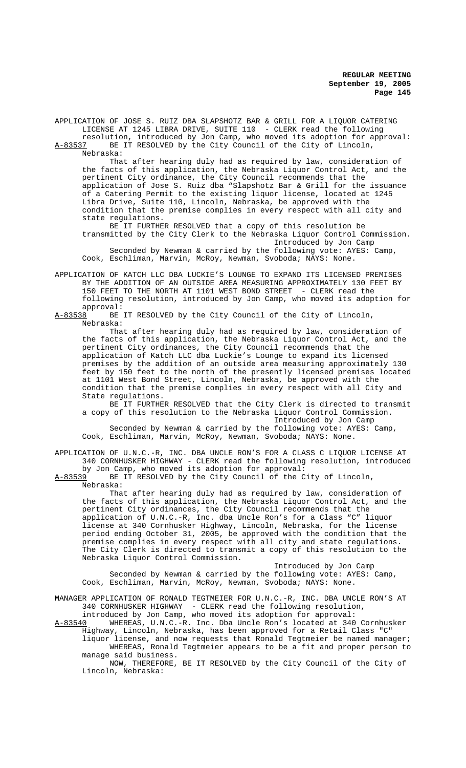APPLICATION OF JOSE S. RUIZ DBA SLAPSHOTZ BAR & GRILL FOR A LIQUOR CATERING LICENSE AT 1245 LIBRA DRIVE, SUITE 110 - CLERK read the following resolution, introduced by Jon Camp, who moved its adoption for approval:

A-83537 BE IT RESOLVED by the City Council of the City of Lincoln, Nebraska:

That after hearing duly had as required by law, consideration of the facts of this application, the Nebraska Liquor Control Act, and the pertinent City ordinance, the City Council recommends that the application of Jose S. Ruiz dba "Slapshotz Bar & Grill for the issuance of a Catering Permit to the existing liquor license, located at 1245 Libra Drive, Suite 110, Lincoln, Nebraska, be approved with the condition that the premise complies in every respect with all city and state regulations.

BE IT FURTHER RESOLVED that a copy of this resolution be transmitted by the City Clerk to the Nebraska Liquor Control Commission.

Introduced by Jon Camp

Seconded by Newman & carried by the following vote: AYES: Camp, Cook, Eschliman, Marvin, McRoy, Newman, Svoboda; NAYS: None.

APPLICATION OF KATCH LLC DBA LUCKIE'S LOUNGE TO EXPAND ITS LICENSED PREMISES BY THE ADDITION OF AN OUTSIDE AREA MEASURING APPROXIMATELY 130 FEET BY 150 FEET TO THE NORTH AT 1101 WEST BOND STREET - CLERK read the following resolution, introduced by Jon Camp, who moved its adoption for approval:

A-83538 BE IT RESOLVED by the City Council of the City of Lincoln, Nebraska:

That after hearing duly had as required by law, consideration of the facts of this application, the Nebraska Liquor Control Act, and the pertinent City ordinances, the City Council recommends that the application of Katch LLC dba Luckie's Lounge to expand its licensed premises by the addition of an outside area measuring approximately 130 feet by 150 feet to the north of the presently licensed premises located at 1101 West Bond Street, Lincoln, Nebraska, be approved with the condition that the premise complies in every respect with all City and State regulations.

BE IT FURTHER RESOLVED that the City Clerk is directed to transmit a copy of this resolution to the Nebraska Liquor Control Commission.

Introduced by Jon Camp

Seconded by Newman & carried by the following vote: AYES: Camp, Cook, Eschliman, Marvin, McRoy, Newman, Svoboda; NAYS: None.

APPLICATION OF U.N.C.-R, INC. DBA UNCLE RON'S FOR A CLASS C LIQUOR LICENSE AT 340 CORNHUSKER HIGHWAY - CLERK read the following resolution, introduced by Jon Camp, who moved its adoption for approval:

A-83539 BE IT RESOLVED by the City Council of the City of Lincoln, Nebraska:

That after hearing duly had as required by law, consideration of the facts of this application, the Nebraska Liquor Control Act, and the pertinent City ordinances, the City Council recommends that the application of U.N.C.-R, Inc. dba Uncle Ron's for a Class "C" liquor license at 340 Cornhusker Highway, Lincoln, Nebraska, for the license period ending October 31, 2005, be approved with the condition that the premise complies in every respect with all city and state regulations. The City Clerk is directed to transmit a copy of this resolution to the Nebraska Liquor Control Commission.

Introduced by Jon Camp

Seconded by Newman & carried by the following vote: AYES: Camp, Cook, Eschliman, Marvin, McRoy, Newman, Svoboda; NAYS: None.

MANAGER APPLICATION OF RONALD TEGTMEIER FOR U.N.C.-R, INC. DBA UNCLE RON'S AT 340 CORNHUSKER HIGHWAY - CLERK read the following resolution, introduced by Jon Camp, who moved its adoption for approval:

A-83540 WHEREAS, U.N.C.-R. Inc. Dba Uncle Ron's located at 340 Cornhusker Highway, Lincoln, Nebraska, has been approved for a Retail Class "C" liquor license, and now requests that Ronald Tegtmeier be named manager;

WHEREAS, Ronald Tegtmeier appears to be a fit and proper person to manage said business.

NOW, THEREFORE, BE IT RESOLVED by the City Council of the City of Lincoln, Nebraska: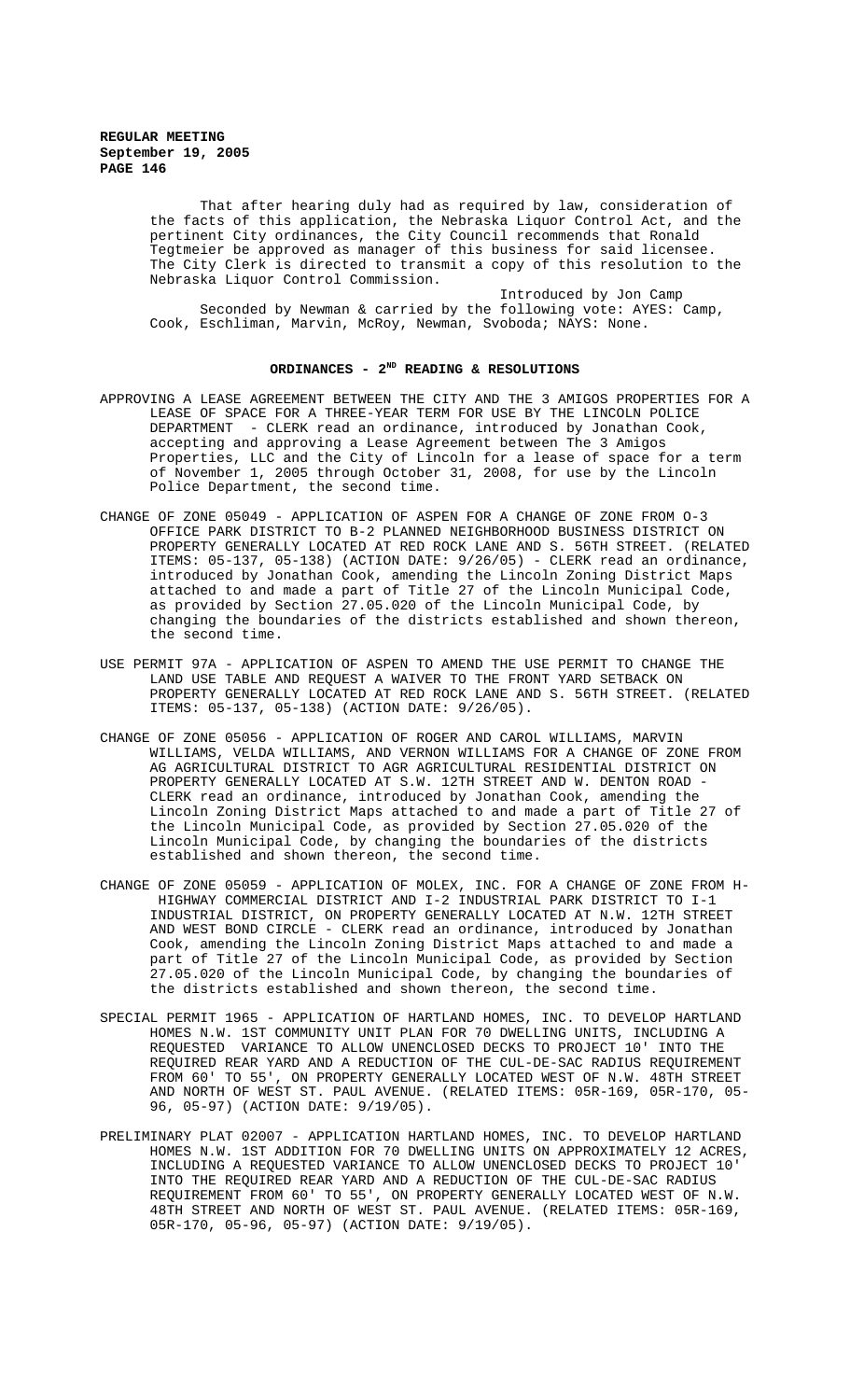That after hearing duly had as required by law, consideration of the facts of this application, the Nebraska Liquor Control Act, and the pertinent City ordinances, the City Council recommends that Ronald Tegtmeier be approved as manager of this business for said licensee. The City Clerk is directed to transmit a copy of this resolution to the Nebraska Liquor Control Commission.

Introduced by Jon Camp

Seconded by Newman & carried by the following vote: AYES: Camp, Cook, Eschliman, Marvin, McRoy, Newman, Svoboda; NAYS: None.

## ORDINANCES - 2ND READING & RESOLUTIONS

APPROVING A LEASE AGREEMENT BETWEEN THE CITY AND THE 3 AMIGOS PROPERTIES FOR A LEASE OF SPACE FOR A THREE-YEAR TERM FOR USE BY THE LINCOLN POLICE DEPARTMENT - CLERK read an ordinance, introduced by Jonathan Cook, accepting and approving a Lease Agreement between The 3 Amigos Properties, LLC and the City of Lincoln for a lease of space for a term of November 1, 2005 through October 31, 2008, for use by the Lincoln Police Department, the second time.

CHANGE OF ZONE 05049 - APPLICATION OF ASPEN FOR A CHANGE OF ZONE FROM O-3 OFFICE PARK DISTRICT TO B-2 PLANNED NEIGHBORHOOD BUSINESS DISTRICT ON PROPERTY GENERALLY LOCATED AT RED ROCK LANE AND S. 56TH STREET. (RELATED ITEMS: 05-137, 05-138) (ACTION DATE: 9/26/05) - CLERK read an ordinance, introduced by Jonathan Cook, amending the Lincoln Zoning District Maps attached to and made a part of Title 27 of the Lincoln Municipal Code, as provided by Section 27.05.020 of the Lincoln Municipal Code, by changing the boundaries of the districts established and shown thereon, the second time.

USE PERMIT 97A - APPLICATION OF ASPEN TO AMEND THE USE PERMIT TO CHANGE THE LAND USE TABLE AND REQUEST A WAIVER TO THE FRONT YARD SETBACK ON PROPERTY GENERALLY LOCATED AT RED ROCK LANE AND S. 56TH STREET. (RELATED ITEMS: 05-137, 05-138) (ACTION DATE: 9/26/05).

CHANGE OF ZONE 05056 - APPLICATION OF ROGER AND CAROL WILLIAMS, MARVIN WILLIAMS, VELDA WILLIAMS, AND VERNON WILLIAMS FOR A CHANGE OF ZONE FROM AG AGRICULTURAL DISTRICT TO AGR AGRICULTURAL RESIDENTIAL DISTRICT ON PROPERTY GENERALLY LOCATED AT S.W. 12TH STREET AND W. DENTON ROAD - CLERK read an ordinance, introduced by Jonathan Cook, amending the Lincoln Zoning District Maps attached to and made a part of Title 27 of the Lincoln Municipal Code, as provided by Section 27.05.020 of the Lincoln Municipal Code, by changing the boundaries of the districts established and shown thereon, the second time.

CHANGE OF ZONE 05059 - APPLICATION OF MOLEX, INC. FOR A CHANGE OF ZONE FROM H-HIGHWAY COMMERCIAL DISTRICT AND I-2 INDUSTRIAL PARK DISTRICT TO I-1 INDUSTRIAL DISTRICT, ON PROPERTY GENERALLY LOCATED AT N.W. 12TH STREET AND WEST BOND CIRCLE - CLERK read an ordinance, introduced by Jonathan Cook, amending the Lincoln Zoning District Maps attached to and made a part of Title 27 of the Lincoln Municipal Code, as provided by Section 27.05.020 of the Lincoln Municipal Code, by changing the boundaries of the districts established and shown thereon, the second time.

SPECIAL PERMIT 1965 - APPLICATION OF HARTLAND HOMES, INC. TO DEVELOP HARTLAND HOMES N.W. 1ST COMMUNITY UNIT PLAN FOR 70 DWELLING UNITS, INCLUDING A REQUESTED VARIANCE TO ALLOW UNENCLOSED DECKS TO PROJECT 10' INTO THE REQUIRED REAR YARD AND A REDUCTION OF THE CUL-DE-SAC RADIUS REQUIREMENT FROM 60' TO 55', ON PROPERTY GENERALLY LOCATED WEST OF N.W. 48TH STREET AND NORTH OF WEST ST. PAUL AVENUE. (RELATED ITEMS: 05R-169, 05R-170, 05-96, 05-97) (ACTION DATE: 9/19/05).

PRELIMINARY PLAT 02007 - APPLICATION HARTLAND HOMES, INC. TO DEVELOP HARTLAND HOMES N.W. 1ST ADDITION FOR 70 DWELLING UNITS ON APPROXIMATELY 12 ACRES, INCLUDING A REQUESTED VARIANCE TO ALLOW UNENCLOSED DECKS TO PROJECT 10' INTO THE REQUIRED REAR YARD AND A REDUCTION OF THE CUL-DE-SAC RADIUS REQUIREMENT FROM 60' TO 55', ON PROPERTY GENERALLY LOCATED WEST OF N.W. 48TH STREET AND NORTH OF WEST ST. PAUL AVENUE. (RELATED ITEMS: 05R-169, 05R-170, 05-96, 05-97) (ACTION DATE: 9/19/05).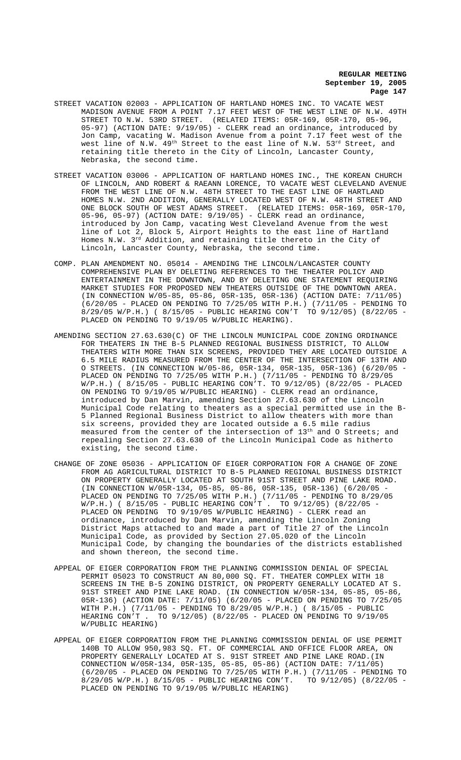STREET VACATION 02003 - APPLICATION OF HARTLAND HOMES INC. TO VACATE WEST MADISON AVENUE FROM A POINT 7.17 FEET WEST OF THE WEST LINE OF N.W. 49TH STREET TO N.W. 53RD STREET. (RELATED ITEMS: 05R-169, 05R-170, 05-96, 05-97) (ACTION DATE: 9/19/05) - CLERK read an ordinance, introduced by Jon Camp, vacating W. Madison Avenue from a point 7.17 feet west of the west line of N.W. 49th Street to the east line of N.W. 53rd Street, and retaining title thereto in the City of Lincoln, Lancaster County, Nebraska, the second time.

STREET VACATION 03006 - APPLICATION OF HARTLAND HOMES INC., THE KOREAN CHURCH OF LINCOLN, AND ROBERT & RAEANN LORENCE, TO VACATE WEST CLEVELAND AVENUE FROM THE WEST LINE OF N.W. 48TH STREET TO THE EAST LINE OF HARTLAND HOMES N.W. 2ND ADDITION, GENERALLY LOCATED WEST OF N.W. 48TH STREET AND ONE BLOCK SOUTH OF WEST ADAMS STREET. (RELATED ITEMS: 05R-169, 05R-170, 05-96, 05-97) (ACTION DATE: 9/19/05) - CLERK read an ordinance, introduced by Jon Camp, vacating West Cleveland Avenue from the west line of Lot 2, Block 5, Airport Heights to the east line of Hartland Homes N.W. 3rd Addition, and retaining title thereto in the City of Lincoln, Lancaster County, Nebraska, the second time.

COMP. PLAN AMENDMENT NO. 05014 - AMENDING THE LINCOLN/LANCASTER COUNTY COMPREHENSIVE PLAN BY DELETING REFERENCES TO THE THEATER POLICY AND ENTERTAINMENT IN THE DOWNTOWN, AND BY DELETING ONE STATEMENT REQUIRING MARKET STUDIES FOR PROPOSED NEW THEATERS OUTSIDE OF THE DOWNTOWN AREA. (IN CONNECTION W/05-85, 05-86, 05R-135, 05R-136) (ACTION DATE: 7/11/05) (6/20/05 - PLACED ON PENDING TO 7/25/05 WITH P.H.) (7/11/05 - PENDING TO 8/29/05 W/P.H.) ( 8/15/05 - PUBLIC HEARING CON'T TO 9/12/05) (8/22/05 - PLACED ON PENDING TO 9/19/05 W/PUBLIC HEARING).

AMENDING SECTION 27.63.630(C) OF THE LINCOLN MUNICIPAL CODE ZONING ORDINANCE FOR THEATERS IN THE B-5 PLANNED REGIONAL BUSINESS DISTRICT, TO ALLOW THEATERS WITH MORE THAN SIX SCREENS, PROVIDED THEY ARE LOCATED OUTSIDE A 6.5 MILE RADIUS MEASURED FROM THE CENTER OF THE INTERSECTION OF 13TH AND O STREETS. (IN CONNECTION W/05-86, 05R-134, 05R-135, 05R-136) (6/20/05 - PLACED ON PENDING TO 7/25/05 WITH P.H.) (7/11/05 - PENDING TO 8/29/05 W/P.H.) ( 8/15/05 - PUBLIC HEARING CON'T. TO 9/12/05) (8/22/05 - PLACED ON PENDING TO 9/19/05 W/PUBLIC HEARING) - CLERK read an ordinance, introduced by Dan Marvin, amending Section 27.63.630 of the Lincoln Municipal Code relating to theaters as a special permitted use in the B-5 Planned Regional Business District to allow theaters with more than six screens, provided they are located outside a 6.5 mile radius measured from the center of the intersection of 13th and O Streets; and repealing Section 27.63.630 of the Lincoln Municipal Code as hitherto existing, the second time.

CHANGE OF ZONE 05036 - APPLICATION OF EIGER CORPORATION FOR A CHANGE OF ZONE FROM AG AGRICULTURAL DISTRICT TO B-5 PLANNED REGIONAL BUSINESS DISTRICT ON PROPERTY GENERALLY LOCATED AT SOUTH 91ST STREET AND PINE LAKE ROAD. (IN CONNECTION W/05R-134, 05-85, 05-86, 05R-135, 05R-136) (6/20/05 - PLACED ON PENDING TO 7/25/05 WITH P.H.) (7/11/05 - PENDING TO 8/29/05 W/P.H.) ( 8/15/05 - PUBLIC HEARING CON'T . TO 9/12/05) (8/22/05 - PLACED ON PENDING TO 9/19/05 W/PUBLIC HEARING) - CLERK read an ordinance, introduced by Dan Marvin, amending the Lincoln Zoning District Maps attached to and made a part of Title 27 of the Lincoln Municipal Code, as provided by Section 27.05.020 of the Lincoln Municipal Code, by changing the boundaries of the districts established and shown thereon, the second time.

APPEAL OF EIGER CORPORATION FROM THE PLANNING COMMISSION DENIAL OF SPECIAL PERMIT 05023 TO CONSTRUCT AN 80,000 SQ. FT. THEATER COMPLEX WITH 18 SCREENS IN THE B-5 ZONING DISTRICT, ON PROPERTY GENERALLY LOCATED AT S. 91ST STREET AND PINE LAKE ROAD. (IN CONNECTION W/05R-134, 05-85, 05-86, 05R-136) (ACTION DATE: 7/11/05) (6/20/05 - PLACED ON PENDING TO 7/25/05 WITH P.H.) (7/11/05 - PENDING TO 8/29/05 W/P.H.) ( 8/15/05 - PUBLIC HEARING CON'T . TO 9/12/05) (8/22/05 - PLACED ON PENDING TO 9/19/05 W/PUBLIC HEARING)

APPEAL OF EIGER CORPORATION FROM THE PLANNING COMMISSION DENIAL OF USE PERMIT 140B TO ALLOW 950,983 SQ. FT. OF COMMERCIAL AND OFFICE FLOOR AREA, ON PROPERTY GENERALLY LOCATED AT S. 91ST STREET AND PINE LAKE ROAD.(IN CONNECTION W/05R-134, 05R-135, 05-85, 05-86) (ACTION DATE: 7/11/05) (6/20/05 - PLACED ON PENDING TO 7/25/05 WITH P.H.) (7/11/05 - PENDING TO 8/29/05 W/P.H.) 8/15/05 - PUBLIC HEARING CON'T. TO 9/12/05) (8/22/05 - PLACED ON PENDING TO 9/19/05 W/PUBLIC HEARING)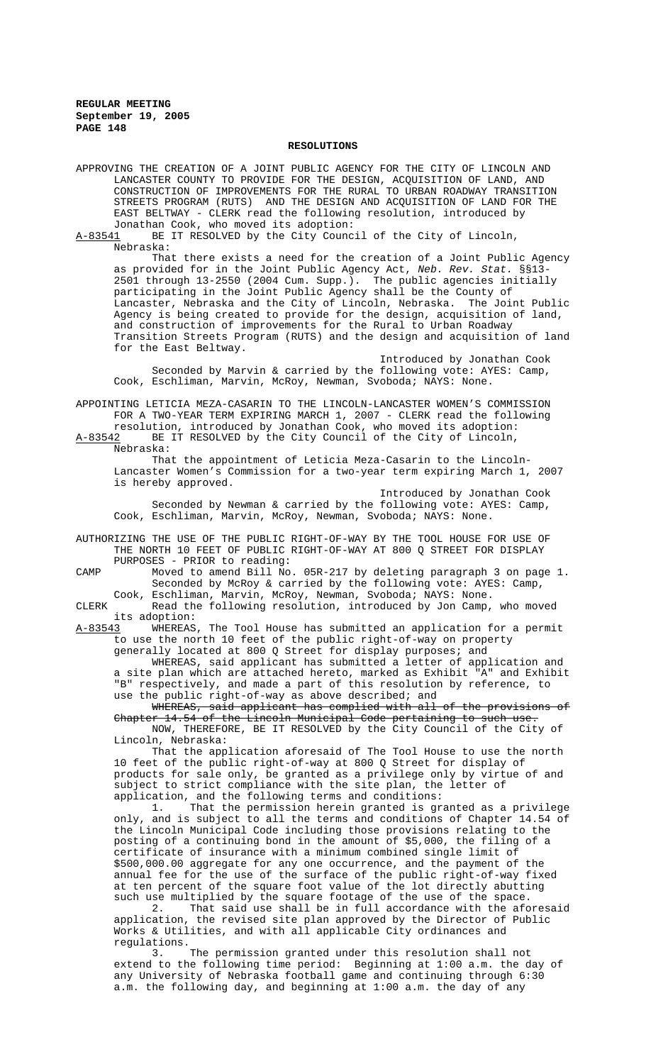## RESOLUTIONS

APPROVING THE CREATION OF A JOINT PUBLIC AGENCY FOR THE CITY OF LINCOLN AND LANCASTER COUNTY TO PROVIDE FOR THE DESIGN, ACQUISITION OF LAND, AND CONSTRUCTION OF IMPROVEMENTS FOR THE RURAL TO URBAN ROADWAY TRANSITION STREETS PROGRAM (RUTS) AND THE DESIGN AND ACQUISITION OF LAND FOR THE EAST BELTWAY - CLERK read the following resolution, introduced by Jonathan Cook, who moved its adoption:

A-83541 BE IT RESOLVED by the City Council of the City of Lincoln, Nebraska:

That there exists a need for the creation of a Joint Public Agency as provided for in the Joint Public Agency Act, *Neb. Rev. Stat.* §§13-2501 through 13-2550 (2004 Cum. Supp.). The public agencies initially participating in the Joint Public Agency shall be the County of Lancaster, Nebraska and the City of Lincoln, Nebraska. The Joint Public Agency is being created to provide for the design, acquisition of land, and construction of improvements for the Rural to Urban Roadway Transition Streets Program (RUTS) and the design and acquisition of land for the East Beltway.

Introduced by Jonathan Cook

Seconded by Marvin & carried by the following vote: AYES: Camp, Cook, Eschliman, Marvin, McRoy, Newman, Svoboda; NAYS: None.

APPOINTING LETICIA MEZA-CASARIN TO THE LINCOLN-LANCASTER WOMEN'S COMMISSION FOR A TWO-YEAR TERM EXPIRING MARCH 1, 2007 - CLERK read the following resolution, introduced by Jonathan Cook, who moved its adoption:

A-83542 BE IT RESOLVED by the City Council of the City of Lincoln, Nebraska:

That the appointment of Leticia Meza-Casarin to the Lincoln-Lancaster Women's Commission for a two-year term expiring March 1, 2007 is hereby approved.

Introduced by Jonathan Cook

Seconded by Newman & carried by the following vote: AYES: Camp, Cook, Eschliman, Marvin, McRoy, Newman, Svoboda; NAYS: None.

AUTHORIZING THE USE OF THE PUBLIC RIGHT-OF-WAY BY THE TOOL HOUSE FOR USE OF THE NORTH 10 FEET OF PUBLIC RIGHT-OF-WAY AT 800 Q STREET FOR DISPLAY PURPOSES - PRIOR to reading:

CAMP Moved to amend Bill No. 05R-217 by deleting paragraph 3 on page 1. Seconded by McRoy & carried by the following vote: AYES: Camp, Cook, Eschliman, Marvin, McRoy, Newman, Svoboda; NAYS: None.

CLERK Read the following resolution, introduced by Jon Camp, who moved its adoption:

A-83543 WHEREAS, The Tool House has submitted an application for a permit to use the north 10 feet of the public right-of-way on property generally located at 800 Q Street for display purposes; and

WHEREAS, said applicant has submitted a letter of application and a site plan which are attached hereto, marked as Exhibit "A" and Exhibit "B" respectively, and made a part of this resolution by reference, to use the public right-of-way as above described; and

~~WHEREAS, said applicant has complied with all of the provisions of Chapter 14.54 of the Lincoln Municipal Code pertaining to such use.~~

NOW, THEREFORE, BE IT RESOLVED by the City Council of the City of Lincoln, Nebraska:

That the application aforesaid of The Tool House to use the north 10 feet of the public right-of-way at 800 Q Street for display of products for sale only, be granted as a privilege only by virtue of and subject to strict compliance with the site plan, the letter of application, and the following terms and conditions:

1. That the permission herein granted is granted as a privilege only, and is subject to all the terms and conditions of Chapter 14.54 of the Lincoln Municipal Code including those provisions relating to the posting of a continuing bond in the amount of $5,000, the filing of a certificate of insurance with a minimum combined single limit of $500,000.00 aggregate for any one occurrence, and the payment of the annual fee for the use of the surface of the public right-of-way fixed at ten percent of the square foot value of the lot directly abutting such use multiplied by the square footage of the use of the space.

2. That said use shall be in full accordance with the aforesaid application, the revised site plan approved by the Director of Public Works & Utilities, and with all applicable City ordinances and regulations.

3. The permission granted under this resolution shall not extend to the following time period: Beginning at 1:00 a.m. the day of any University of Nebraska football game and continuing through 6:30 a.m. the following day, and beginning at 1:00 a.m. the day of any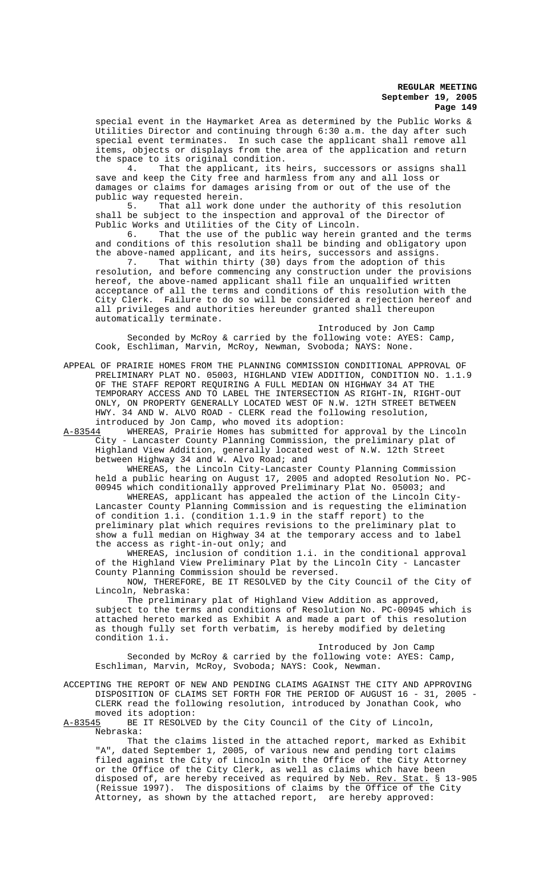special event in the Haymarket Area as determined by the Public Works & Utilities Director and continuing through 6:30 a.m. the day after such special event terminates. In such case the applicant shall remove all items, objects or displays from the area of the application and return the space to its original condition.

4. That the applicant, its heirs, successors or assigns shall save and keep the City free and harmless from any and all loss or damages or claims for damages arising from or out of the use of the public way requested herein.

5. That all work done under the authority of this resolution shall be subject to the inspection and approval of the Director of Public Works and Utilities of the City of Lincoln.

6. That the use of the public way herein granted and the terms and conditions of this resolution shall be binding and obligatory upon the above-named applicant, and its heirs, successors and assigns.

7. That within thirty (30) days from the adoption of this resolution, and before commencing any construction under the provisions hereof, the above-named applicant shall file an unqualified written acceptance of all the terms and conditions of this resolution with the City Clerk. Failure to do so will be considered a rejection hereof and all privileges and authorities hereunder granted shall thereupon automatically terminate.

Introduced by Jon Camp

Seconded by McRoy & carried by the following vote: AYES: Camp, Cook, Eschliman, Marvin, McRoy, Newman, Svoboda; NAYS: None.

APPEAL OF PRAIRIE HOMES FROM THE PLANNING COMMISSION CONDITIONAL APPROVAL OF PRELIMINARY PLAT NO. 05003, HIGHLAND VIEW ADDITION, CONDITION NO. 1.1.9 OF THE STAFF REPORT REQUIRING A FULL MEDIAN ON HIGHWAY 34 AT THE TEMPORARY ACCESS AND TO LABEL THE INTERSECTION AS RIGHT-IN, RIGHT-OUT ONLY, ON PROPERTY GENERALLY LOCATED WEST OF N.W. 12TH STREET BETWEEN HWY. 34 AND W. ALVO ROAD - CLERK read the following resolution, introduced by Jon Camp, who moved its adoption:

A-83544 WHEREAS, Prairie Homes has submitted for approval by the Lincoln City - Lancaster County Planning Commission, the preliminary plat of Highland View Addition, generally located west of N.W. 12th Street between Highway 34 and W. Alvo Road; and

WHEREAS, the Lincoln City-Lancaster County Planning Commission held a public hearing on August 17, 2005 and adopted Resolution No. PC-00945 which conditionally approved Preliminary Plat No. 05003; and

WHEREAS, applicant has appealed the action of the Lincoln City-Lancaster County Planning Commission and is requesting the elimination of condition 1.i. (condition 1.1.9 in the staff report) to the preliminary plat which requires revisions to the preliminary plat to show a full median on Highway 34 at the temporary access and to label the access as right-in-out only; and

WHEREAS, inclusion of condition 1.i. in the conditional approval of the Highland View Preliminary Plat by the Lincoln City - Lancaster County Planning Commission should be reversed.

NOW, THEREFORE, BE IT RESOLVED by the City Council of the City of Lincoln, Nebraska:

The preliminary plat of Highland View Addition as approved, subject to the terms and conditions of Resolution No. PC-00945 which is attached hereto marked as Exhibit A and made a part of this resolution as though fully set forth verbatim, is hereby modified by deleting condition 1.i.

Introduced by Jon Camp

Seconded by McRoy & carried by the following vote: AYES: Camp, Eschliman, Marvin, McRoy, Svoboda; NAYS: Cook, Newman.

ACCEPTING THE REPORT OF NEW AND PENDING CLAIMS AGAINST THE CITY AND APPROVING DISPOSITION OF CLAIMS SET FORTH FOR THE PERIOD OF AUGUST 16 - 31, 2005 - CLERK read the following resolution, introduced by Jonathan Cook, who moved its adoption:

A-83545 BE IT RESOLVED by the City Council of the City of Lincoln, Nebraska:

That the claims listed in the attached report, marked as Exhibit "A", dated September 1, 2005, of various new and pending tort claims filed against the City of Lincoln with the Office of the City Attorney or the Office of the City Clerk, as well as claims which have been disposed of, are hereby received as required by Neb. Rev. Stat. § 13-905 (Reissue 1997). The dispositions of claims by the Office of the City Attorney, as shown by the attached report, are hereby approved: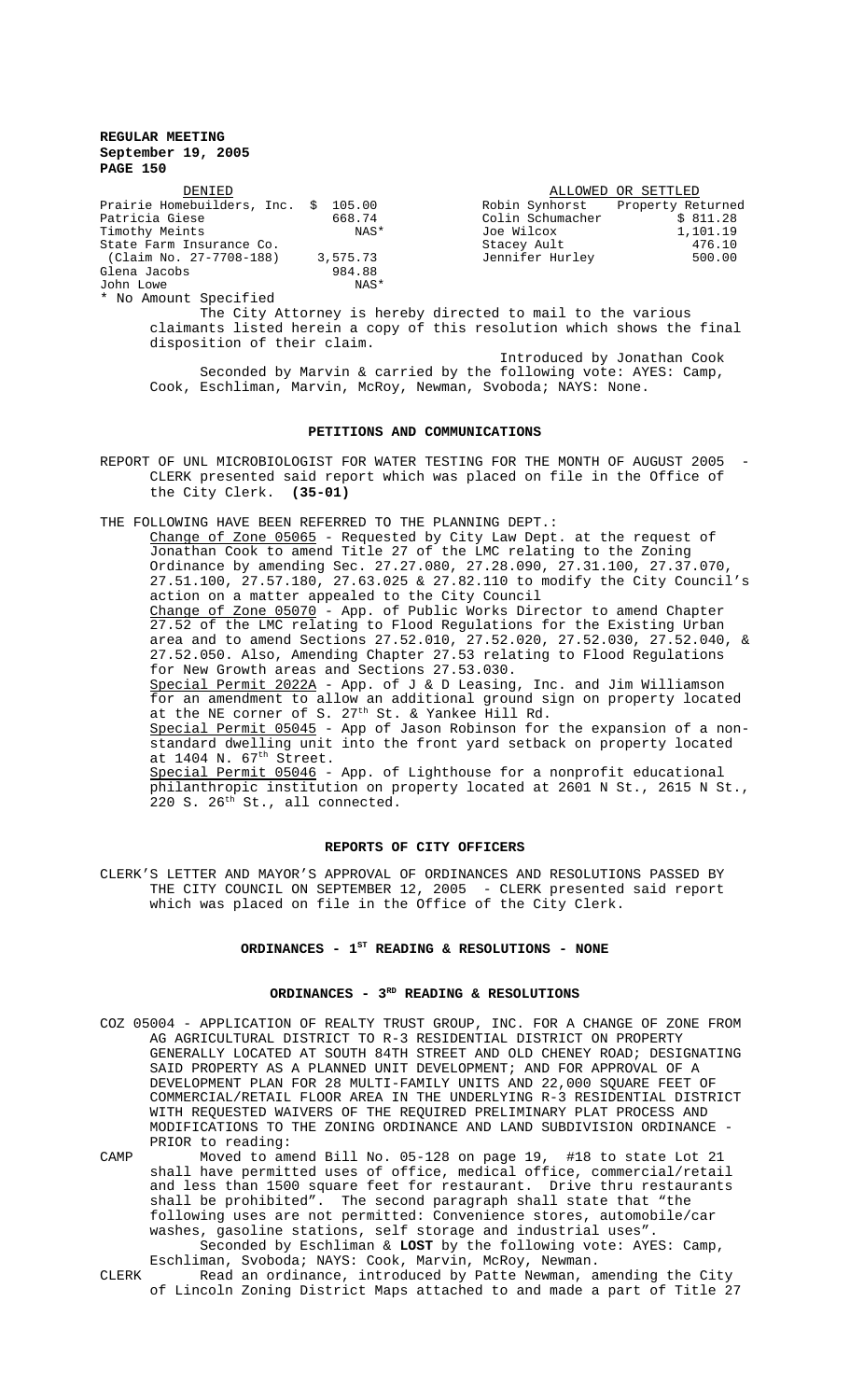**REGULAR MEETING**
**September 19, 2005**

| DENIED | | ALLOWED OR SETTLED | |
|---|---|---|---|
| Prairie Homebuilders, Inc. | $ 105.00 | Robin Synhorst | Property Returned |
| Patricia Giese | 668.74 | Colin Schumacher | $ 811.28 |
| Timothy Meints | NAS* | Joe Wilcox | 1,101.19 |
| State Farm Insurance Co. | | Stacey Ault | 476.10 |
| (Claim No. 27-7708-188) | 3,575.73 | Jennifer Hurley | 500.00 |
| Glena Jacobs | 984.88 | | |
| John Lowe | NAS* | | |

\* No Amount Specified

The City Attorney is hereby directed to mail to the various claimants listed herein a copy of this resolution which shows the final disposition of their claim.

Introduced by Jonathan Cook

Seconded by Marvin & carried by the following vote: AYES: Camp, Cook, Eschliman, Marvin, McRoy, Newman, Svoboda; NAYS: None.

## PETITIONS AND COMMUNICATIONS

REPORT OF UNL MICROBIOLOGIST FOR WATER TESTING FOR THE MONTH OF AUGUST 2005 - CLERK presented said report which was placed on file in the Office of the City Clerk. **(35-01)**

THE FOLLOWING HAVE BEEN REFERRED TO THE PLANNING DEPT.:

Change of Zone 05065 - Requested by City Law Dept. at the request of Jonathan Cook to amend Title 27 of the LMC relating to the Zoning Ordinance by amending Sec. 27.27.080, 27.28.090, 27.31.100, 27.37.070, 27.51.100, 27.57.180, 27.63.025 & 27.82.110 to modify the City Council's action on a matter appealed to the City Council

Change of Zone 05070 - App. of Public Works Director to amend Chapter 27.52 of the LMC relating to Flood Regulations for the Existing Urban area and to amend Sections 27.52.010, 27.52.020, 27.52.030, 27.52.040, & 27.52.050. Also, Amending Chapter 27.53 relating to Flood Regulations for New Growth areas and Sections 27.53.030.

Special Permit 2022A - App. of J & D Leasing, Inc. and Jim Williamson for an amendment to allow an additional ground sign on property located at the NE corner of S. 27th St. & Yankee Hill Rd.

Special Permit 05045 - App of Jason Robinson for the expansion of a non-standard dwelling unit into the front yard setback on property located at 1404 N. 67th Street.

Special Permit 05046 - App. of Lighthouse for a nonprofit educational philanthropic institution on property located at 2601 N St., 2615 N St., 220 S. 26th St., all connected.

## REPORTS OF CITY OFFICERS

CLERK'S LETTER AND MAYOR'S APPROVAL OF ORDINANCES AND RESOLUTIONS PASSED BY THE CITY COUNCIL ON SEPTEMBER 12, 2005 - CLERK presented said report which was placed on file in the Office of the City Clerk.

## ORDINANCES - 1ST READING & RESOLUTIONS - NONE

## ORDINANCES - 3RD READING & RESOLUTIONS

COZ 05004 - APPLICATION OF REALTY TRUST GROUP, INC. FOR A CHANGE OF ZONE FROM AG AGRICULTURAL DISTRICT TO R-3 RESIDENTIAL DISTRICT ON PROPERTY GENERALLY LOCATED AT SOUTH 84TH STREET AND OLD CHENEY ROAD; DESIGNATING SAID PROPERTY AS A PLANNED UNIT DEVELOPMENT; AND FOR APPROVAL OF A DEVELOPMENT PLAN FOR 28 MULTI-FAMILY UNITS AND 22,000 SQUARE FEET OF COMMERCIAL/RETAIL FLOOR AREA IN THE UNDERLYING R-3 RESIDENTIAL DISTRICT WITH REQUESTED WAIVERS OF THE REQUIRED PRELIMINARY PLAT PROCESS AND MODIFICATIONS TO THE ZONING ORDINANCE AND LAND SUBDIVISION ORDINANCE - PRIOR to reading:

CAMP Moved to amend Bill No. 05-128 on page 19, #18 to state Lot 21 shall have permitted uses of office, medical office, commercial/retail and less than 1500 square feet for restaurant. Drive thru restaurants shall be prohibited". The second paragraph shall state that "the following uses are not permitted: Convenience stores, automobile/car washes, gasoline stations, self storage and industrial uses".

Seconded by Eschliman & **LOST** by the following vote: AYES: Camp, Eschliman, Svoboda; NAYS: Cook, Marvin, McRoy, Newman.

CLERK Read an ordinance, introduced by Patte Newman, amending the City of Lincoln Zoning District Maps attached to and made a part of Title 27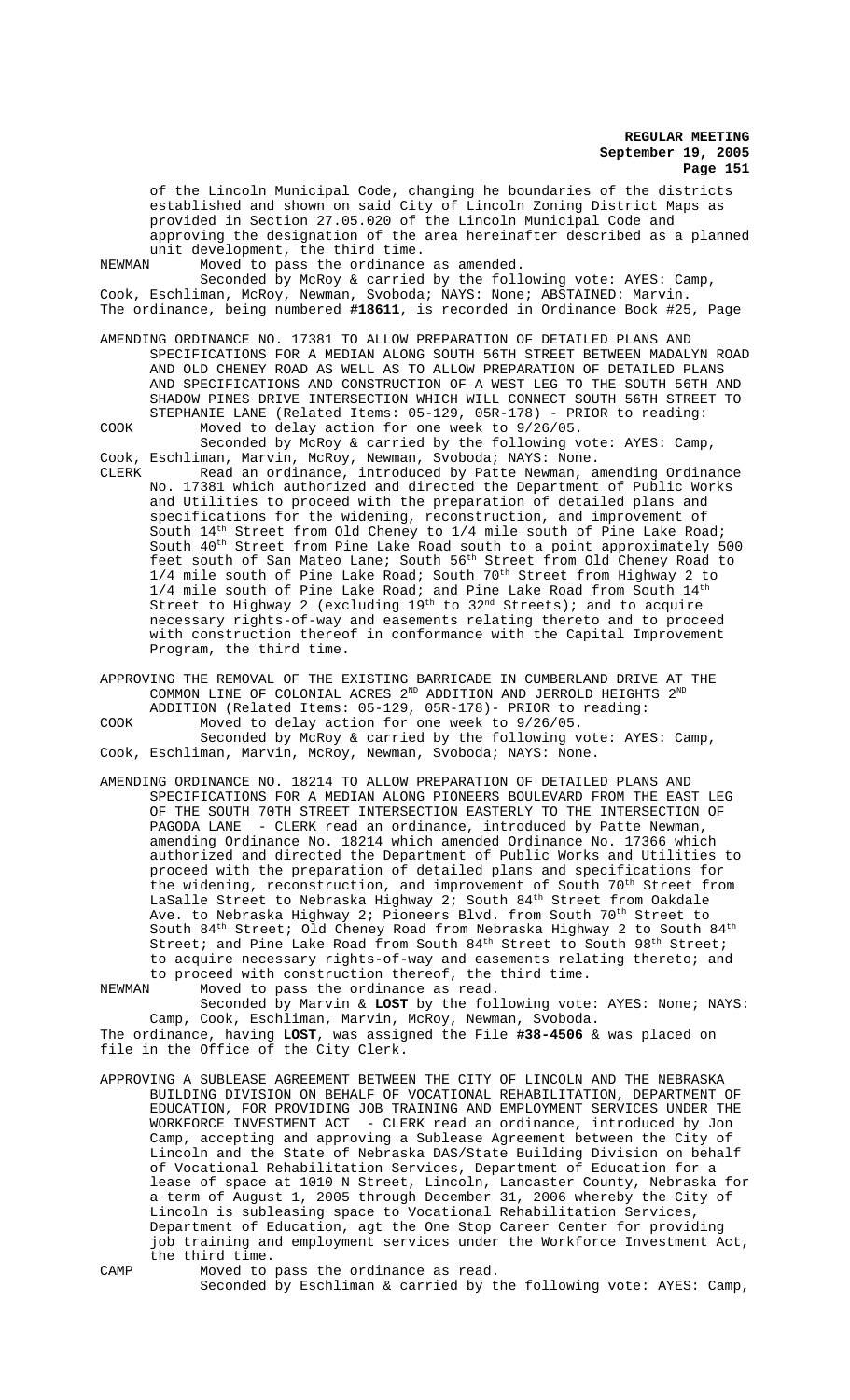of the Lincoln Municipal Code, changing he boundaries of the districts established and shown on said City of Lincoln Zoning District Maps as provided in Section 27.05.020 of the Lincoln Municipal Code and approving the designation of the area hereinafter described as a planned unit development, the third time.

NEWMAN Moved to pass the ordinance as amended.

Seconded by McRoy & carried by the following vote: AYES: Camp, Cook, Eschliman, McRoy, Newman, Svoboda; NAYS: None; ABSTAINED: Marvin. The ordinance, being numbered **#18611**, is recorded in Ordinance Book #25, Page

AMENDING ORDINANCE NO. 17381 TO ALLOW PREPARATION OF DETAILED PLANS AND SPECIFICATIONS FOR A MEDIAN ALONG SOUTH 56TH STREET BETWEEN MADALYN ROAD AND OLD CHENEY ROAD AS WELL AS TO ALLOW PREPARATION OF DETAILED PLANS AND SPECIFICATIONS AND CONSTRUCTION OF A WEST LEG TO THE SOUTH 56TH AND SHADOW PINES DRIVE INTERSECTION WHICH WILL CONNECT SOUTH 56TH STREET TO STEPHANIE LANE (Related Items: 05-129, 05R-178) - PRIOR to reading:

COOK Moved to delay action for one week to 9/26/05.

Seconded by McRoy & carried by the following vote: AYES: Camp, Cook, Eschliman, Marvin, McRoy, Newman, Svoboda; NAYS: None.

CLERK Read an ordinance, introduced by Patte Newman, amending Ordinance No. 17381 which authorized and directed the Department of Public Works and Utilities to proceed with the preparation of detailed plans and specifications for the widening, reconstruction, and improvement of South 14th Street from Old Cheney to 1/4 mile south of Pine Lake Road; South 40th Street from Pine Lake Road south to a point approximately 500 feet south of San Mateo Lane; South 56th Street from Old Cheney Road to 1/4 mile south of Pine Lake Road; South 70th Street from Highway 2 to 1/4 mile south of Pine Lake Road; and Pine Lake Road from South 14th Street to Highway 2 (excluding 19th to 32nd Streets); and to acquire necessary rights-of-way and easements relating thereto and to proceed with construction thereof in conformance with the Capital Improvement Program, the third time.

APPROVING THE REMOVAL OF THE EXISTING BARRICADE IN CUMBERLAND DRIVE AT THE COMMON LINE OF COLONIAL ACRES 2ND ADDITION AND JERROLD HEIGHTS 2ND ADDITION (Related Items: 05-129, 05R-178)- PRIOR to reading:

COOK Moved to delay action for one week to 9/26/05.

Seconded by McRoy & carried by the following vote: AYES: Camp, Cook, Eschliman, Marvin, McRoy, Newman, Svoboda; NAYS: None.

AMENDING ORDINANCE NO. 18214 TO ALLOW PREPARATION OF DETAILED PLANS AND SPECIFICATIONS FOR A MEDIAN ALONG PIONEERS BOULEVARD FROM THE EAST LEG OF THE SOUTH 70TH STREET INTERSECTION EASTERLY TO THE INTERSECTION OF PAGODA LANE - CLERK read an ordinance, introduced by Patte Newman, amending Ordinance No. 18214 which amended Ordinance No. 17366 which authorized and directed the Department of Public Works and Utilities to proceed with the preparation of detailed plans and specifications for the widening, reconstruction, and improvement of South 70th Street from LaSalle Street to Nebraska Highway 2; South 84th Street from Oakdale Ave. to Nebraska Highway 2; Pioneers Blvd. from South 70th Street to South 84th Street; Old Cheney Road from Nebraska Highway 2 to South 84th Street; and Pine Lake Road from South 84th Street to South 98th Street; to acquire necessary rights-of-way and easements relating thereto; and to proceed with construction thereof, the third time.

NEWMAN Moved to pass the ordinance as read.

Seconded by Marvin & **LOST** by the following vote: AYES: None; NAYS: Camp, Cook, Eschliman, Marvin, McRoy, Newman, Svoboda.

The ordinance, having **LOST**, was assigned the File **#38-4506** & was placed on file in the Office of the City Clerk.

APPROVING A SUBLEASE AGREEMENT BETWEEN THE CITY OF LINCOLN AND THE NEBRASKA BUILDING DIVISION ON BEHALF OF VOCATIONAL REHABILITATION, DEPARTMENT OF EDUCATION, FOR PROVIDING JOB TRAINING AND EMPLOYMENT SERVICES UNDER THE WORKFORCE INVESTMENT ACT - CLERK read an ordinance, introduced by Jon Camp, accepting and approving a Sublease Agreement between the City of Lincoln and the State of Nebraska DAS/State Building Division on behalf of Vocational Rehabilitation Services, Department of Education for a lease of space at 1010 N Street, Lincoln, Lancaster County, Nebraska for a term of August 1, 2005 through December 31, 2006 whereby the City of Lincoln is subleasing space to Vocational Rehabilitation Services, Department of Education, agt the One Stop Career Center for providing job training and employment services under the Workforce Investment Act, the third time.

CAMP Moved to pass the ordinance as read.

Seconded by Eschliman & carried by the following vote: AYES: Camp,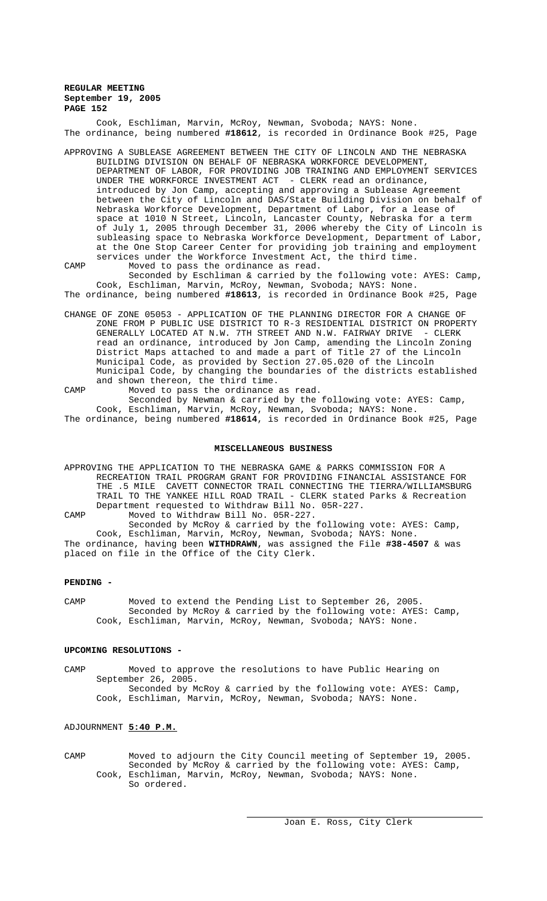Cook, Eschliman, Marvin, McRoy, Newman, Svoboda; NAYS: None.
The ordinance, being numbered **#18612**, is recorded in Ordinance Book #25, Page

APPROVING A SUBLEASE AGREEMENT BETWEEN THE CITY OF LINCOLN AND THE NEBRASKA BUILDING DIVISION ON BEHALF OF NEBRASKA WORKFORCE DEVELOPMENT, DEPARTMENT OF LABOR, FOR PROVIDING JOB TRAINING AND EMPLOYMENT SERVICES UNDER THE WORKFORCE INVESTMENT ACT - CLERK read an ordinance, introduced by Jon Camp, accepting and approving a Sublease Agreement between the City of Lincoln and DAS/State Building Division on behalf of Nebraska Workforce Development, Department of Labor, for a lease of space at 1010 N Street, Lincoln, Lancaster County, Nebraska for a term of July 1, 2005 through December 31, 2006 whereby the City of Lincoln is subleasing space to Nebraska Workforce Development, Department of Labor, at the One Stop Career Center for providing job training and employment services under the Workforce Investment Act, the third time.

CAMP Moved to pass the ordinance as read.
Seconded by Eschliman & carried by the following vote: AYES: Camp, Cook, Eschliman, Marvin, McRoy, Newman, Svoboda; NAYS: None.
The ordinance, being numbered **#18613**, is recorded in Ordinance Book #25, Page

CHANGE OF ZONE 05053 - APPLICATION OF THE PLANNING DIRECTOR FOR A CHANGE OF ZONE FROM P PUBLIC USE DISTRICT TO R-3 RESIDENTIAL DISTRICT ON PROPERTY GENERALLY LOCATED AT N.W. 7TH STREET AND N.W. FAIRWAY DRIVE - CLERK read an ordinance, introduced by Jon Camp, amending the Lincoln Zoning District Maps attached to and made a part of Title 27 of the Lincoln Municipal Code, as provided by Section 27.05.020 of the Lincoln Municipal Code, by changing the boundaries of the districts established and shown thereon, the third time.

CAMP Moved to pass the ordinance as read.
Seconded by Newman & carried by the following vote: AYES: Camp, Cook, Eschliman, Marvin, McRoy, Newman, Svoboda; NAYS: None.
The ordinance, being numbered **#18614**, is recorded in Ordinance Book #25, Page

## MISCELLANEOUS BUSINESS

APPROVING THE APPLICATION TO THE NEBRASKA GAME & PARKS COMMISSION FOR A RECREATION TRAIL PROGRAM GRANT FOR PROVIDING FINANCIAL ASSISTANCE FOR THE .5 MILE CAVETT CONNECTOR TRAIL CONNECTING THE TIERRA/WILLIAMSBURG TRAIL TO THE YANKEE HILL ROAD TRAIL - CLERK stated Parks & Recreation Department requested to Withdraw Bill No. 05R-227.

CAMP Moved to Withdraw Bill No. 05R-227.
Seconded by McRoy & carried by the following vote: AYES: Camp, Cook, Eschliman, Marvin, McRoy, Newman, Svoboda; NAYS: None.
The ordinance, having been **WITHDRAWN**, was assigned the File **#38-4507** & was placed on file in the Office of the City Clerk.

**PENDING -**

CAMP Moved to extend the Pending List to September 26, 2005.
Seconded by McRoy & carried by the following vote: AYES: Camp, Cook, Eschliman, Marvin, McRoy, Newman, Svoboda; NAYS: None.

**UPCOMING RESOLUTIONS -**

CAMP Moved to approve the resolutions to have Public Hearing on September 26, 2005.
Seconded by McRoy & carried by the following vote: AYES: Camp, Cook, Eschliman, Marvin, McRoy, Newman, Svoboda; NAYS: None.

ADJOURNMENT **5:40 P.M.**

CAMP Moved to adjourn the City Council meeting of September 19, 2005.
Seconded by McRoy & carried by the following vote: AYES: Camp, Cook, Eschliman, Marvin, McRoy, Newman, Svoboda; NAYS: None.
So ordered.

Joan E. Ross, City Clerk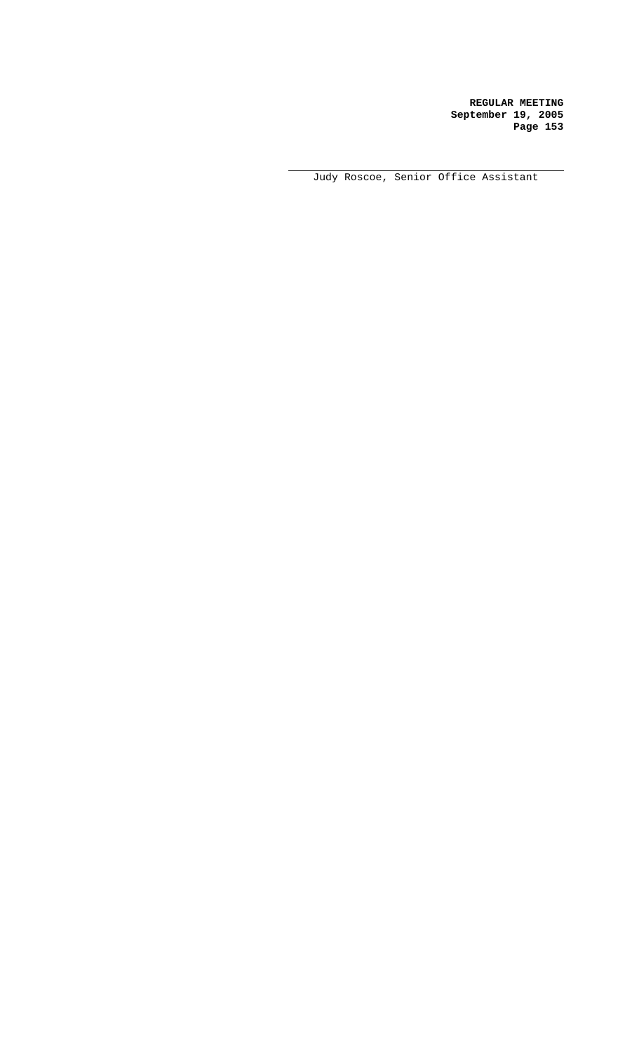\_\_\_\_\_\_\_\_\_\_\_\_\_\_\_\_\_\_\_\_\_\_\_\_\_\_\_\_\_\_\_\_\_\_\_\_\_\_\_\_\_\_

Judy Roscoe, Senior Office Assistant